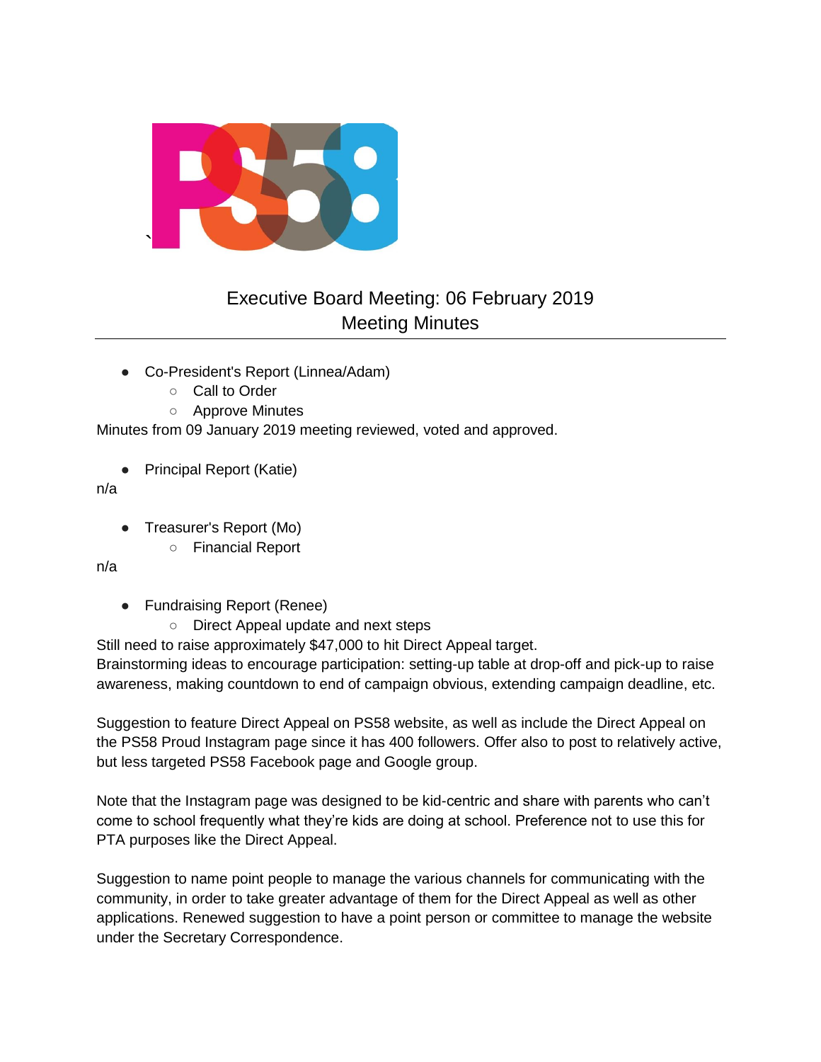# Executive Board Meeting: 06 February 2019
## Meeting Minutes

- Co-President's Report (Linnea/Adam)
  - Call to Order
  - Approve Minutes

Minutes from 09 January 2019 meeting reviewed, voted and approved.

- Principal Report (Katie)

n/a

- Treasurer's Report (Mo)
  - Financial Report

n/a

- Fundraising Report (Renee)
  - Direct Appeal update and next steps

Still need to raise approximately $47,000 to hit Direct Appeal target.
Brainstorming ideas to encourage participation: setting-up table at drop-off and pick-up to raise awareness, making countdown to end of campaign obvious, extending campaign deadline, etc.

Suggestion to feature Direct Appeal on PS58 website, as well as include the Direct Appeal on the PS58 Proud Instagram page since it has 400 followers. Offer also to post to relatively active, but less targeted PS58 Facebook page and Google group.

Note that the Instagram page was designed to be kid-centric and share with parents who can't come to school frequently what they're kids are doing at school. Preference not to use this for PTA purposes like the Direct Appeal.

Suggestion to name point people to manage the various channels for communicating with the community, in order to take greater advantage of them for the Direct Appeal as well as other applications. Renewed suggestion to have a point person or committee to manage the website under the Secretary Correspondence.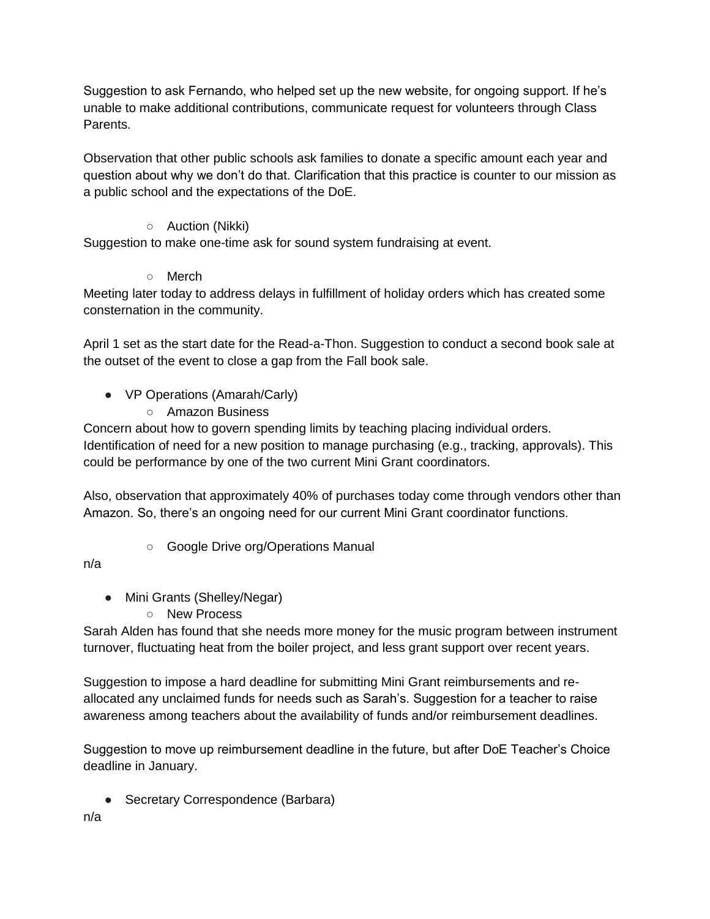Suggestion to ask Fernando, who helped set up the new website, for ongoing support. If he's unable to make additional contributions, communicate request for volunteers through Class Parents.

Observation that other public schools ask families to donate a specific amount each year and question about why we don't do that. Clarification that this practice is counter to our mission as a public school and the expectations of the DoE.

- Auction (Nikki)

Suggestion to make one-time ask for sound system fundraising at event.

- Merch

Meeting later today to address delays in fulfillment of holiday orders which has created some consternation in the community.

April 1 set as the start date for the Read-a-Thon. Suggestion to conduct a second book sale at the outset of the event to close a gap from the Fall book sale.

- VP Operations (Amarah/Carly)
  - Amazon Business

Concern about how to govern spending limits by teaching placing individual orders. Identification of need for a new position to manage purchasing (e.g., tracking, approvals). This could be performance by one of the two current Mini Grant coordinators.

Also, observation that approximately 40% of purchases today come through vendors other than Amazon. So, there's an ongoing need for our current Mini Grant coordinator functions.

  - Google Drive org/Operations Manual

n/a

- Mini Grants (Shelley/Negar)
  - New Process

Sarah Alden has found that she needs more money for the music program between instrument turnover, fluctuating heat from the boiler project, and less grant support over recent years.

Suggestion to impose a hard deadline for submitting Mini Grant reimbursements and re-allocated any unclaimed funds for needs such as Sarah's. Suggestion for a teacher to raise awareness among teachers about the availability of funds and/or reimbursement deadlines.

Suggestion to move up reimbursement deadline in the future, but after DoE Teacher's Choice deadline in January.

- Secretary Correspondence (Barbara)

n/a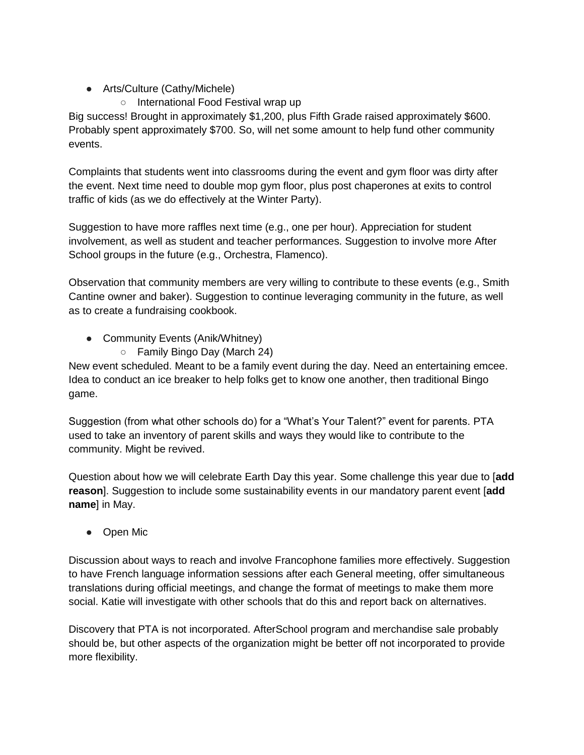- Arts/Culture (Cathy/Michele)
    - International Food Festival wrap up

Big success! Brought in approximately $1,200, plus Fifth Grade raised approximately $600. Probably spent approximately $700. So, will net some amount to help fund other community events.

Complaints that students went into classrooms during the event and gym floor was dirty after the event. Next time need to double mop gym floor, plus post chaperones at exits to control traffic of kids (as we do effectively at the Winter Party).

Suggestion to have more raffles next time (e.g., one per hour). Appreciation for student involvement, as well as student and teacher performances. Suggestion to involve more After School groups in the future (e.g., Orchestra, Flamenco).

Observation that community members are very willing to contribute to these events (e.g., Smith Cantine owner and baker). Suggestion to continue leveraging community in the future, as well as to create a fundraising cookbook.

- Community Events (Anik/Whitney)
    - Family Bingo Day (March 24)

New event scheduled. Meant to be a family event during the day. Need an entertaining emcee. Idea to conduct an ice breaker to help folks get to know one another, then traditional Bingo game.

Suggestion (from what other schools do) for a “What’s Your Talent?” event for parents. PTA used to take an inventory of parent skills and ways they would like to contribute to the community. Might be revived.

Question about how we will celebrate Earth Day this year. Some challenge this year due to [**add reason**]. Suggestion to include some sustainability events in our mandatory parent event [**add name**] in May.

- Open Mic

Discussion about ways to reach and involve Francophone families more effectively. Suggestion to have French language information sessions after each General meeting, offer simultaneous translations during official meetings, and change the format of meetings to make them more social. Katie will investigate with other schools that do this and report back on alternatives.

Discovery that PTA is not incorporated. AfterSchool program and merchandise sale probably should be, but other aspects of the organization might be better off not incorporated to provide more flexibility.